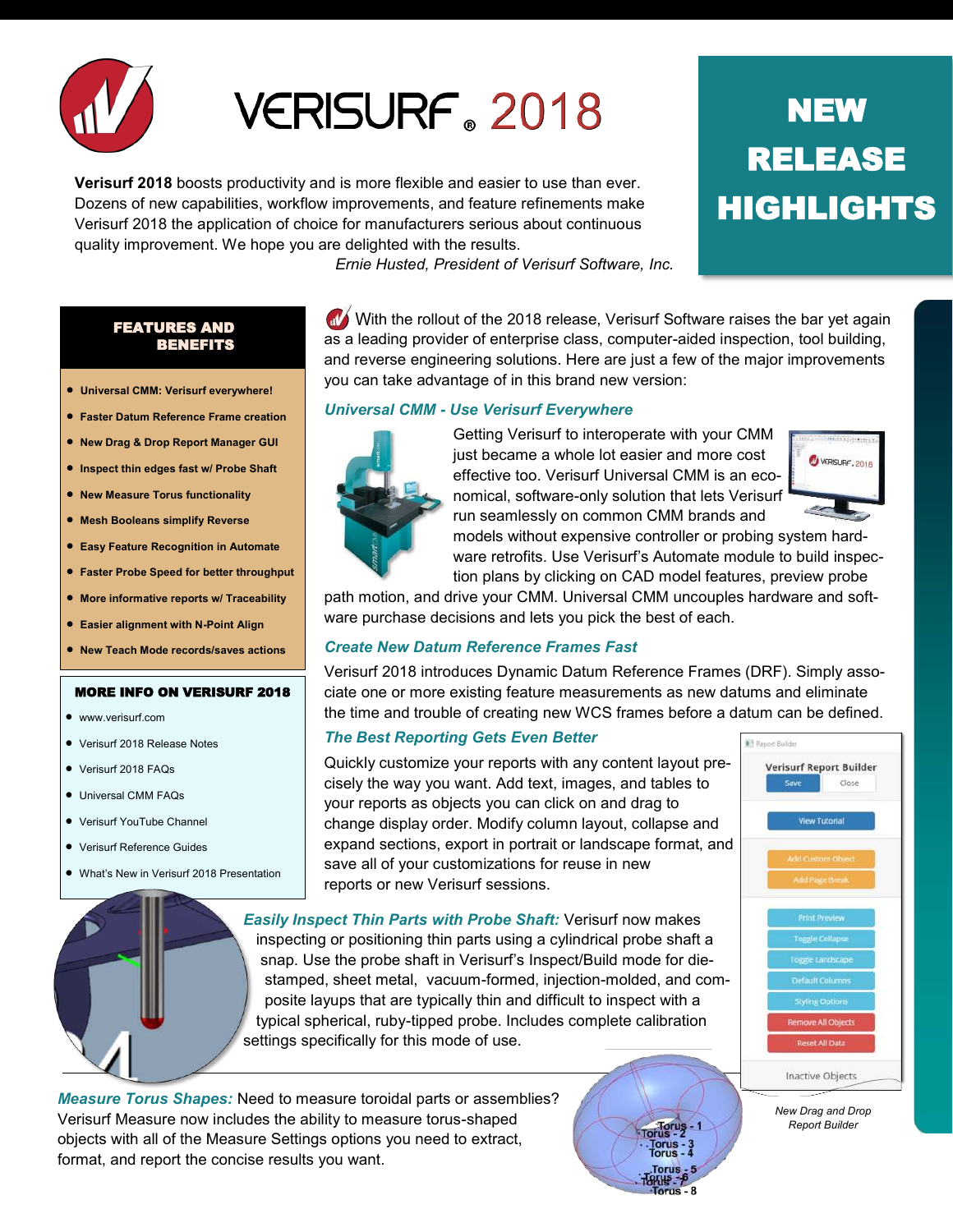# VERISURF® 2018

## NEW RELEASE HIGHLIGHTS

**Verisurf 2018** boosts productivity and is more flexible and easier to use than ever. Dozens of new capabilities, workflow improvements, and feature refinements make Verisurf 2018 the application of choice for manufacturers serious about continuous quality improvement. We hope you are delighted with the results.

*Ernie Husted, President of Verisurf Software, Inc.*

### FEATURES AND BENEFITS

- **Universal CMM: Verisurf everywhere!**
- **Faster Datum Reference Frame creation**
- **New Drag & Drop Report Manager GUI**
- **Inspect thin edges fast w/ Probe Shaft**
- **New Measure Torus functionality**
- **Mesh Booleans simplify Reverse**
- **Easy Feature Recognition in Automate**
- **Faster Probe Speed for better throughput**
- **More informative reports w/ Traceability**
- **Easier alignment with N-Point Align**
- **New Teach Mode records/saves actions**

### MORE INFO ON VERISURF 2018

- www.verisurf.com
- Verisurf 2018 Release Notes
- Verisurf 2018 FAQs
- Universal CMM FAQs
- Verisurf YouTube Channel
- Verisurf Reference Guides
- What's New in Verisurf 2018 Presentation

With the rollout of the 2018 release, Verisurf Software raises the bar yet again as a leading provider of enterprise class, computer-aided inspection, tool building, and reverse engineering solutions. Here are just a few of the major improvements you can take advantage of in this brand new version:

### *Universal CMM - Use Verisurf Everywhere*

Getting Verisurf to interoperate with your CMM just became a whole lot easier and more cost effective too. Verisurf Universal CMM is an economical, software-only solution that lets Verisurf run seamlessly on common CMM brands and models without expensive controller or probing system hardware retrofits. Use Verisurf's Automate module to build inspection plans by clicking on CAD model features, preview probe path motion, and drive your CMM. Universal CMM uncouples hardware and software purchase decisions and lets you pick the best of each.

### *Create New Datum Reference Frames Fast*

Verisurf 2018 introduces Dynamic Datum Reference Frames (DRF). Simply associate one or more existing feature measurements as new datums and eliminate the time and trouble of creating new WCS frames before a datum can be defined.

### *The Best Reporting Gets Even Better*

Quickly customize your reports with any content layout precisely the way you want. Add text, images, and tables to your reports as objects you can click on and drag to change display order. Modify column layout, collapse and expand sections, export in portrait or landscape format, and save all of your customizations for reuse in new reports or new Verisurf sessions.

*New Drag and Drop Report Builder*

***Easily Inspect Thin Parts with Probe Shaft:*** Verisurf now makes inspecting or positioning thin parts using a cylindrical probe shaft a snap. Use the probe shaft in Verisurf's Inspect/Build mode for die-stamped, sheet metal, vacuum-formed, injection-molded, and composite layups that are typically thin and difficult to inspect with a typical spherical, ruby-tipped probe. Includes complete calibration settings specifically for this mode of use.

***Measure Torus Shapes:*** Need to measure toroidal parts or assemblies? Verisurf Measure now includes the ability to measure torus-shaped objects with all of the Measure Settings options you need to extract, format, and report the concise results you want.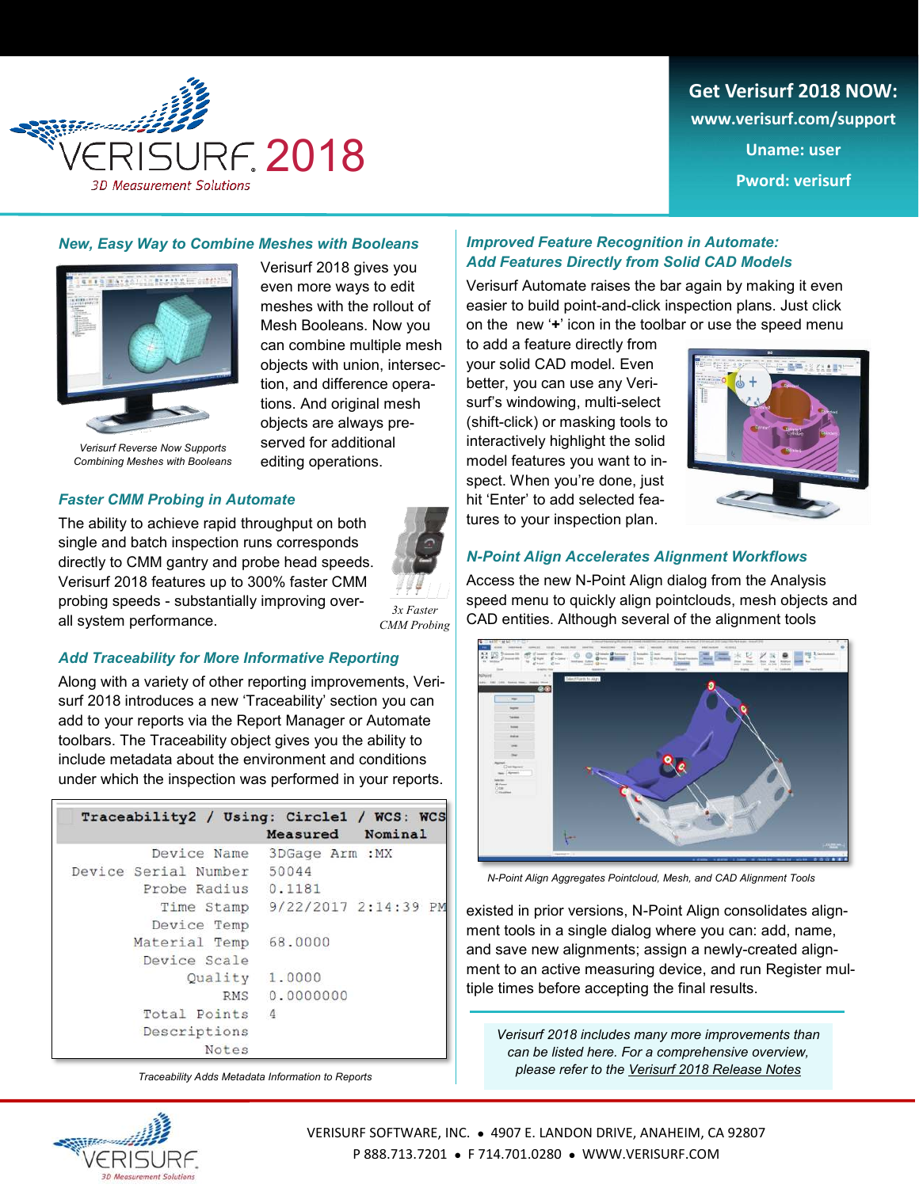# VERISURF 2018

3D Measurement Solutions

**Get Verisurf 2018 NOW:**
**www.verisurf.com/support**
**Uname: user**
**Pword: verisurf**

## *New, Easy Way to Combine Meshes with Booleans*

Verisurf 2018 gives you even more ways to edit meshes with the rollout of Mesh Booleans. Now you can combine multiple mesh objects with union, intersection, and difference operations. And original mesh objects are always preserved for additional editing operations.

*Verisurf Reverse Now Supports Combining Meshes with Booleans*

## *Faster CMM Probing in Automate*

The ability to achieve rapid throughput on both single and batch inspection runs corresponds directly to CMM gantry and probe head speeds. Verisurf 2018 features up to 300% faster CMM probing speeds - substantially improving overall system performance.

*3x Faster CMM Probing*

## *Add Traceability for More Informative Reporting*

Along with a variety of other reporting improvements, Verisurf 2018 introduces a new 'Traceability' section you can add to your reports via the Report Manager or Automate toolbars. The Traceability object gives you the ability to include metadata about the environment and conditions under which the inspection was performed in your reports.

| Traceability2 / Using: Circle1 / WCS: WCS | | |
|---|---|---|
| | Measured | Nominal |
| Device Name | 3DGage Arm :MX | |
| Device Serial Number | 50044 | |
| Probe Radius | 0.1181 | |
| Time Stamp | 9/22/2017 2:14:39 PM | |
| Device Temp | | |
| Material Temp | 68.0000 | |
| Device Scale | | |
| Quality | 1.0000 | |
| RMS | 0.0000000 | |
| Total Points | 4 | |
| Descriptions | | |
| Notes | | |

*Traceability Adds Metadata Information to Reports*

## *Improved Feature Recognition in Automate: Add Features Directly from Solid CAD Models*

Verisurf Automate raises the bar again by making it even easier to build point-and-click inspection plans. Just click on the new '**+**' icon in the toolbar or use the speed menu to add a feature directly from your solid CAD model. Even better, you can use any Verisurf's windowing, multi-select (shift-click) or masking tools to interactively highlight the solid model features you want to inspect. When you're done, just hit 'Enter' to add selected features to your inspection plan.

## *N-Point Align Accelerates Alignment Workflows*

Access the new N-Point Align dialog from the Analysis speed menu to quickly align pointclouds, mesh objects and CAD entities. Although several of the alignment tools existed in prior versions, N-Point Align consolidates alignment tools in a single dialog where you can: add, name, and save new alignments; assign a newly-created alignment to an active measuring device, and run Register multiple times before accepting the final results.

*N-Point Align Aggregates Pointcloud, Mesh, and CAD Alignment Tools*

*Verisurf 2018 includes many more improvements than can be listed here. For a comprehensive overview, please refer to the Verisurf 2018 Release Notes*

VERISURF SOFTWARE, INC. • 4907 E. LANDON DRIVE, ANAHEIM, CA 92807
P 888.713.7201 • F 714.701.0280 • WWW.VERISURF.COM